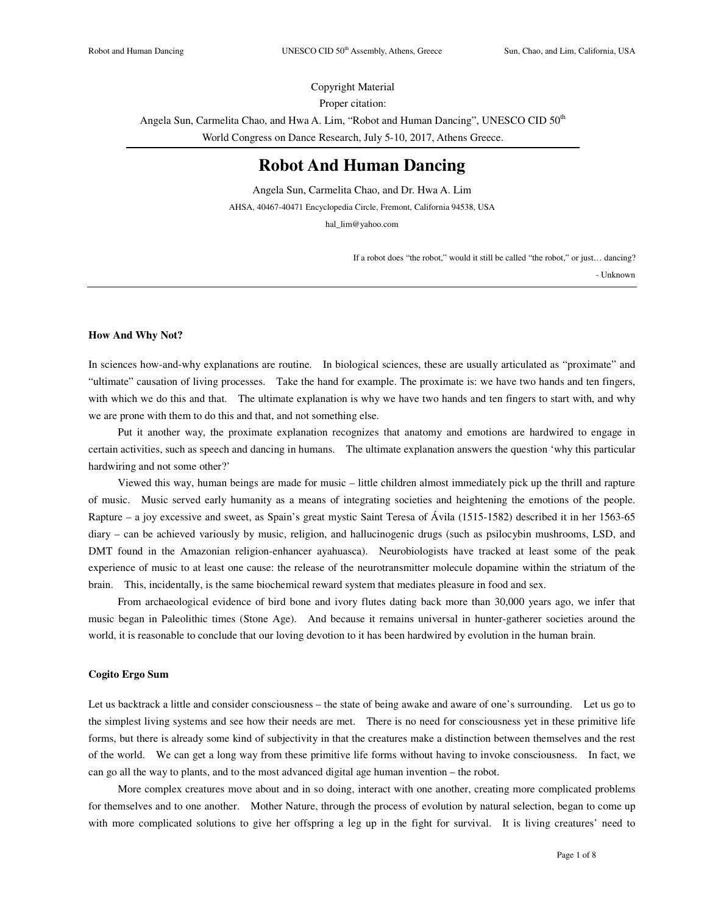Copyright Material

Proper citation:

Angela Sun, Carmelita Chao, and Hwa A. Lim, "Robot and Human Dancing", UNESCO CID 50th World Congress on Dance Research, July 5-10, 2017, Athens Greece.

---

# Robot And Human Dancing

Angela Sun, Carmelita Chao, and Dr. Hwa A. Lim

AHSA, 40467-40471 Encyclopedia Circle, Fremont, California 94538, USA

hal_lim@yahoo.com

> If a robot does "the robot," would it still be called "the robot," or just… dancing?
>
> - Unknown

---

### How And Why Not?

In sciences how-and-why explanations are routine. In biological sciences, these are usually articulated as "proximate" and "ultimate" causation of living processes. Take the hand for example. The proximate is: we have two hands and ten fingers, with which we do this and that. The ultimate explanation is why we have two hands and ten fingers to start with, and why we are prone with them to do this and that, and not something else.

Put it another way, the proximate explanation recognizes that anatomy and emotions are hardwired to engage in certain activities, such as speech and dancing in humans. The ultimate explanation answers the question 'why this particular hardwiring and not some other?'

Viewed this way, human beings are made for music – little children almost immediately pick up the thrill and rapture of music. Music served early humanity as a means of integrating societies and heightening the emotions of the people. Rapture – a joy excessive and sweet, as Spain's great mystic Saint Teresa of Ávila (1515-1582) described it in her 1563-65 diary – can be achieved variously by music, religion, and hallucinogenic drugs (such as psilocybin mushrooms, LSD, and DMT found in the Amazonian religion-enhancer ayahuasca). Neurobiologists have tracked at least some of the peak experience of music to at least one cause: the release of the neurotransmitter molecule dopamine within the striatum of the brain. This, incidentally, is the same biochemical reward system that mediates pleasure in food and sex.

From archaeological evidence of bird bone and ivory flutes dating back more than 30,000 years ago, we infer that music began in Paleolithic times (Stone Age). And because it remains universal in hunter-gatherer societies around the world, it is reasonable to conclude that our loving devotion to it has been hardwired by evolution in the human brain.

### Cogito Ergo Sum

Let us backtrack a little and consider consciousness – the state of being awake and aware of one's surrounding. Let us go to the simplest living systems and see how their needs are met. There is no need for consciousness yet in these primitive life forms, but there is already some kind of subjectivity in that the creatures make a distinction between themselves and the rest of the world. We can get a long way from these primitive life forms without having to invoke consciousness. In fact, we can go all the way to plants, and to the most advanced digital age human invention – the robot.

More complex creatures move about and in so doing, interact with one another, creating more complicated problems for themselves and to one another. Mother Nature, through the process of evolution by natural selection, began to come up with more complicated solutions to give her offspring a leg up in the fight for survival. It is living creatures' need to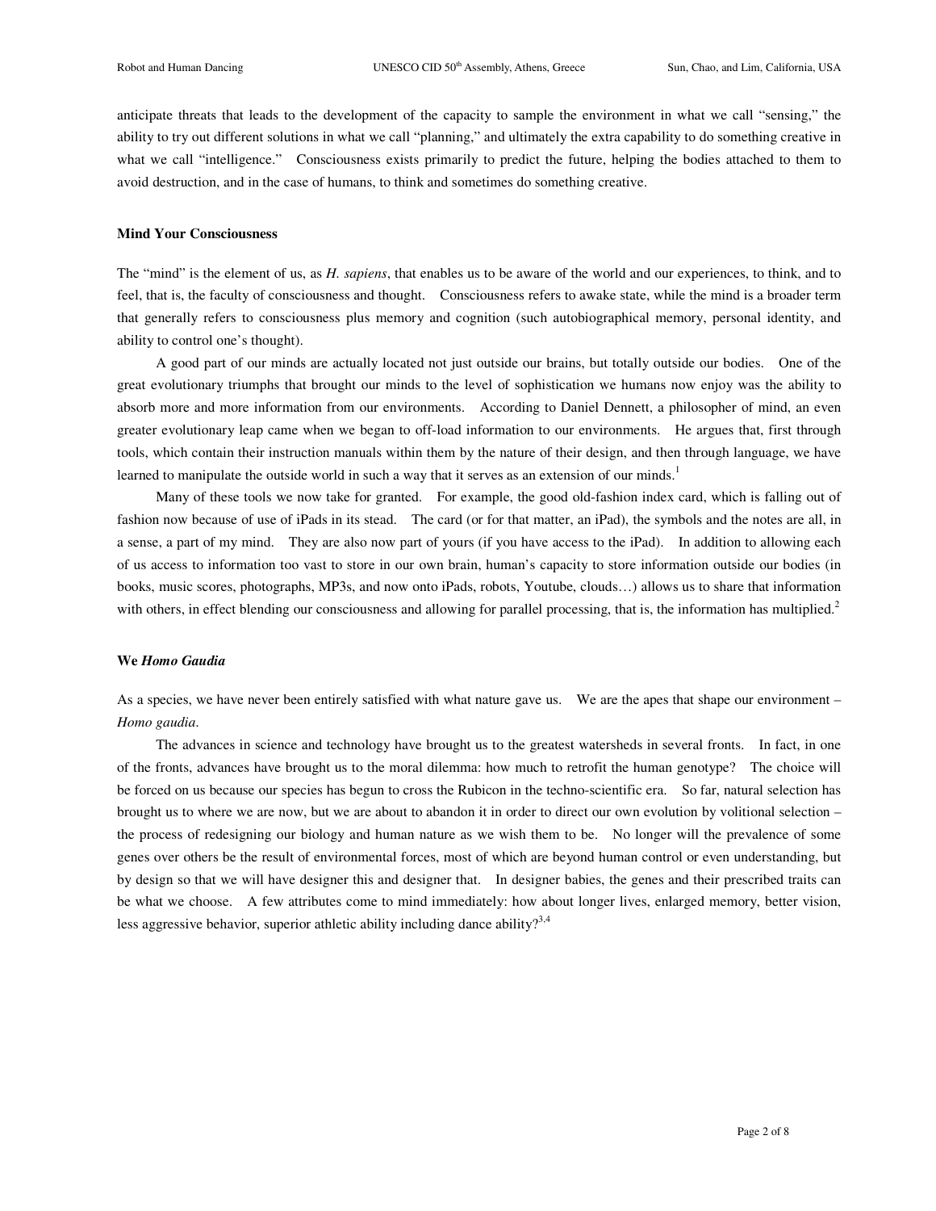anticipate threats that leads to the development of the capacity to sample the environment in what we call "sensing," the ability to try out different solutions in what we call "planning," and ultimately the extra capability to do something creative in what we call "intelligence." Consciousness exists primarily to predict the future, helping the bodies attached to them to avoid destruction, and in the case of humans, to think and sometimes do something creative.

### Mind Your Consciousness

The "mind" is the element of us, as *H. sapiens*, that enables us to be aware of the world and our experiences, to think, and to feel, that is, the faculty of consciousness and thought. Consciousness refers to awake state, while the mind is a broader term that generally refers to consciousness plus memory and cognition (such autobiographical memory, personal identity, and ability to control one's thought).

A good part of our minds are actually located not just outside our brains, but totally outside our bodies. One of the great evolutionary triumphs that brought our minds to the level of sophistication we humans now enjoy was the ability to absorb more and more information from our environments. According to Daniel Dennett, a philosopher of mind, an even greater evolutionary leap came when we began to off-load information to our environments. He argues that, first through tools, which contain their instruction manuals within them by the nature of their design, and then through language, we have learned to manipulate the outside world in such a way that it serves as an extension of our minds.[1]

Many of these tools we now take for granted. For example, the good old-fashion index card, which is falling out of fashion now because of use of iPads in its stead. The card (or for that matter, an iPad), the symbols and the notes are all, in a sense, a part of my mind. They are also now part of yours (if you have access to the iPad). In addition to allowing each of us access to information too vast to store in our own brain, human's capacity to store information outside our bodies (in books, music scores, photographs, MP3s, and now onto iPads, robots, Youtube, clouds…) allows us to share that information with others, in effect blending our consciousness and allowing for parallel processing, that is, the information has multiplied.[2]

### We *Homo Gaudia*

As a species, we have never been entirely satisfied with what nature gave us. We are the apes that shape our environment – *Homo gaudia*.

The advances in science and technology have brought us to the greatest watersheds in several fronts. In fact, in one of the fronts, advances have brought us to the moral dilemma: how much to retrofit the human genotype? The choice will be forced on us because our species has begun to cross the Rubicon in the techno-scientific era. So far, natural selection has brought us to where we are now, but we are about to abandon it in order to direct our own evolution by volitional selection – the process of redesigning our biology and human nature as we wish them to be. No longer will the prevalence of some genes over others be the result of environmental forces, most of which are beyond human control or even understanding, but by design so that we will have designer this and designer that. In designer babies, the genes and their prescribed traits can be what we choose. A few attributes come to mind immediately: how about longer lives, enlarged memory, better vision, less aggressive behavior, superior athletic ability including dance ability?[3,4]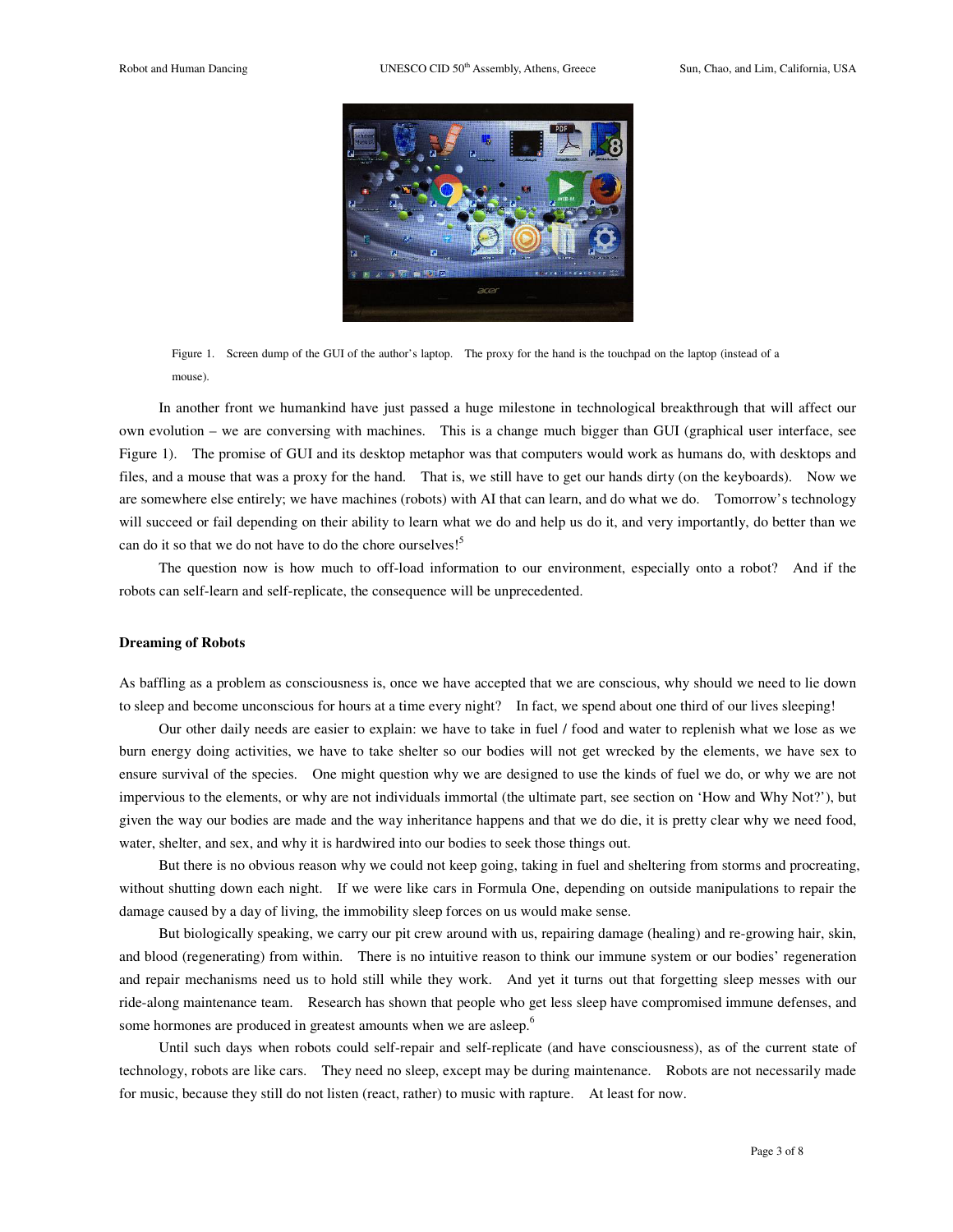Figure 1. Screen dump of the GUI of the author's laptop. The proxy for the hand is the touchpad on the laptop (instead of a mouse).

In another front we humankind have just passed a huge milestone in technological breakthrough that will affect our own evolution – we are conversing with machines. This is a change much bigger than GUI (graphical user interface, see Figure 1). The promise of GUI and its desktop metaphor was that computers would work as humans do, with desktops and files, and a mouse that was a proxy for the hand. That is, we still have to get our hands dirty (on the keyboards). Now we are somewhere else entirely; we have machines (robots) with AI that can learn, and do what we do. Tomorrow's technology will succeed or fail depending on their ability to learn what we do and help us do it, and very importantly, do better than we can do it so that we do not have to do the chore ourselves![5]

The question now is how much to off-load information to our environment, especially onto a robot? And if the robots can self-learn and self-replicate, the consequence will be unprecedented.

**Dreaming of Robots**

As baffling as a problem as consciousness is, once we have accepted that we are conscious, why should we need to lie down to sleep and become unconscious for hours at a time every night? In fact, we spend about one third of our lives sleeping!

Our other daily needs are easier to explain: we have to take in fuel / food and water to replenish what we lose as we burn energy doing activities, we have to take shelter so our bodies will not get wrecked by the elements, we have sex to ensure survival of the species. One might question why we are designed to use the kinds of fuel we do, or why we are not impervious to the elements, or why are not individuals immortal (the ultimate part, see section on 'How and Why Not?'), but given the way our bodies are made and the way inheritance happens and that we do die, it is pretty clear why we need food, water, shelter, and sex, and why it is hardwired into our bodies to seek those things out.

But there is no obvious reason why we could not keep going, taking in fuel and sheltering from storms and procreating, without shutting down each night. If we were like cars in Formula One, depending on outside manipulations to repair the damage caused by a day of living, the immobility sleep forces on us would make sense.

But biologically speaking, we carry our pit crew around with us, repairing damage (healing) and re-growing hair, skin, and blood (regenerating) from within. There is no intuitive reason to think our immune system or our bodies' regeneration and repair mechanisms need us to hold still while they work. And yet it turns out that forgetting sleep messes with our ride-along maintenance team. Research has shown that people who get less sleep have compromised immune defenses, and some hormones are produced in greatest amounts when we are asleep.[6]

Until such days when robots could self-repair and self-replicate (and have consciousness), as of the current state of technology, robots are like cars. They need no sleep, except may be during maintenance. Robots are not necessarily made for music, because they still do not listen (react, rather) to music with rapture. At least for now.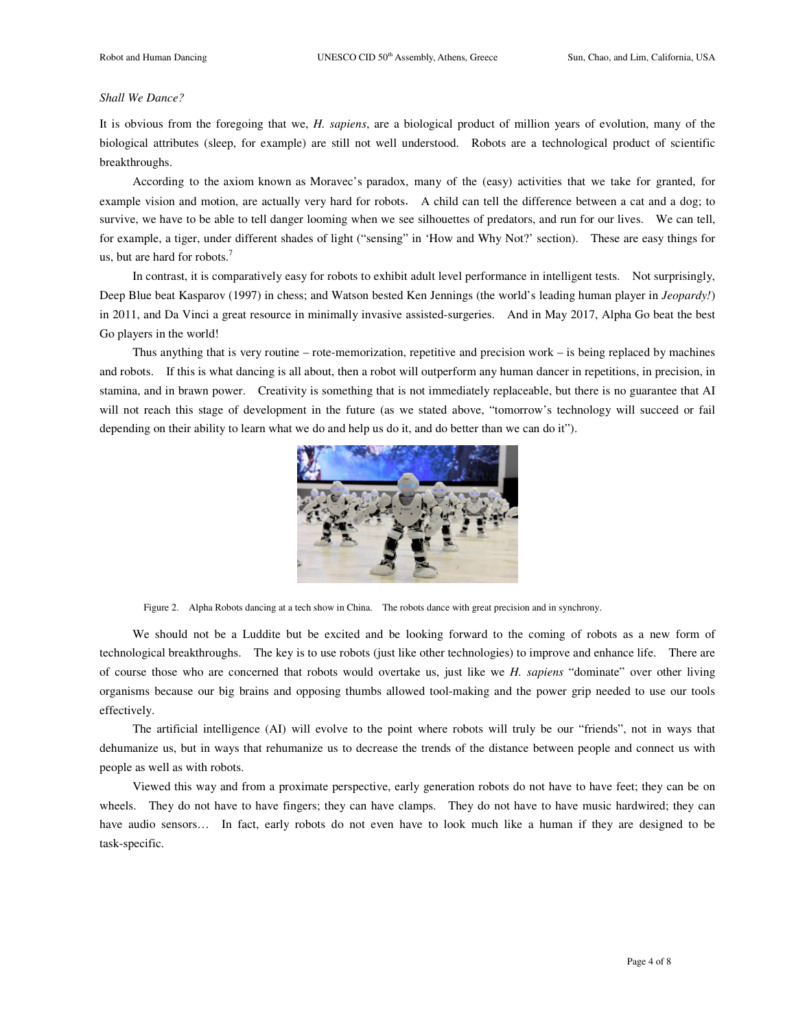*Shall We Dance?*

It is obvious from the foregoing that we, *H. sapiens*, are a biological product of million years of evolution, many of the biological attributes (sleep, for example) are still not well understood. Robots are a technological product of scientific breakthroughs.

According to the axiom known as Moravec's paradox, many of the (easy) activities that we take for granted, for example vision and motion, are actually very hard for robots. A child can tell the difference between a cat and a dog; to survive, we have to be able to tell danger looming when we see silhouettes of predators, and run for our lives. We can tell, for example, a tiger, under different shades of light ("sensing" in 'How and Why Not?' section). These are easy things for us, but are hard for robots.[7]

In contrast, it is comparatively easy for robots to exhibit adult level performance in intelligent tests. Not surprisingly, Deep Blue beat Kasparov (1997) in chess; and Watson bested Ken Jennings (the world's leading human player in *Jeopardy!*) in 2011, and Da Vinci a great resource in minimally invasive assisted-surgeries. And in May 2017, Alpha Go beat the best Go players in the world!

Thus anything that is very routine – rote-memorization, repetitive and precision work – is being replaced by machines and robots. If this is what dancing is all about, then a robot will outperform any human dancer in repetitions, in precision, in stamina, and in brawn power. Creativity is something that is not immediately replaceable, but there is no guarantee that AI will not reach this stage of development in the future (as we stated above, "tomorrow's technology will succeed or fail depending on their ability to learn what we do and help us do it, and do better than we can do it").

Figure 2. Alpha Robots dancing at a tech show in China. The robots dance with great precision and in synchrony.

We should not be a Luddite but be excited and be looking forward to the coming of robots as a new form of technological breakthroughs. The key is to use robots (just like other technologies) to improve and enhance life. There are of course those who are concerned that robots would overtake us, just like we *H. sapiens* "dominate" over other living organisms because our big brains and opposing thumbs allowed tool-making and the power grip needed to use our tools effectively.

The artificial intelligence (AI) will evolve to the point where robots will truly be our "friends", not in ways that dehumanize us, but in ways that rehumanize us to decrease the trends of the distance between people and connect us with people as well as with robots.

Viewed this way and from a proximate perspective, early generation robots do not have to have feet; they can be on wheels. They do not have to have fingers; they can have clamps. They do not have to have music hardwired; they can have audio sensors… In fact, early robots do not even have to look much like a human if they are designed to be task-specific.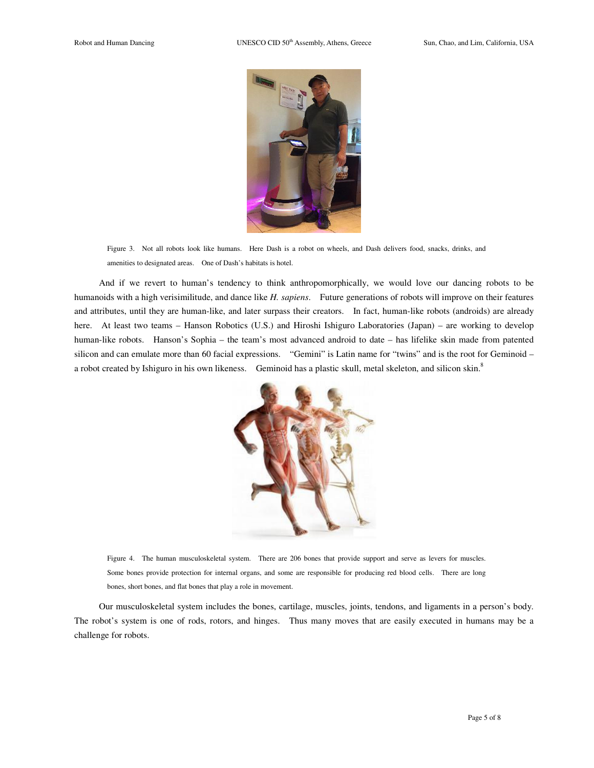Figure 3. Not all robots look like humans. Here Dash is a robot on wheels, and Dash delivers food, snacks, drinks, and amenities to designated areas. One of Dash's habitats is hotel.

And if we revert to human's tendency to think anthropomorphically, we would love our dancing robots to be humanoids with a high verisimilitude, and dance like *H. sapiens*. Future generations of robots will improve on their features and attributes, until they are human-like, and later surpass their creators. In fact, human-like robots (androids) are already here. At least two teams – Hanson Robotics (U.S.) and Hiroshi Ishiguro Laboratories (Japan) – are working to develop human-like robots. Hanson's Sophia – the team's most advanced android to date – has lifelike skin made from patented silicon and can emulate more than 60 facial expressions. "Gemini" is Latin name for "twins" and is the root for Geminoid – a robot created by Ishiguro in his own likeness. Geminoid has a plastic skull, metal skeleton, and silicon skin.[8]

Figure 4. The human musculoskeletal system. There are 206 bones that provide support and serve as levers for muscles. Some bones provide protection for internal organs, and some are responsible for producing red blood cells. There are long bones, short bones, and flat bones that play a role in movement.

Our musculoskeletal system includes the bones, cartilage, muscles, joints, tendons, and ligaments in a person's body. The robot's system is one of rods, rotors, and hinges. Thus many moves that are easily executed in humans may be a challenge for robots.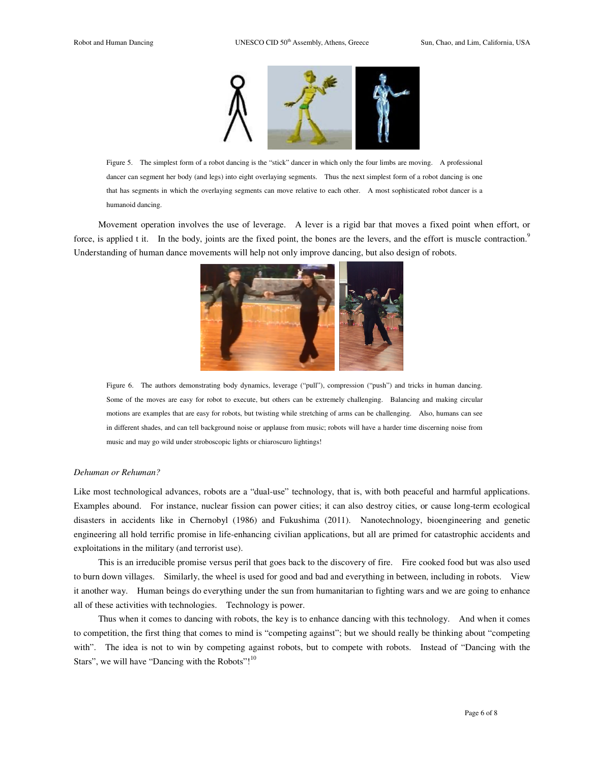Figure 5. The simplest form of a robot dancing is the "stick" dancer in which only the four limbs are moving. A professional dancer can segment her body (and legs) into eight overlaying segments. Thus the next simplest form of a robot dancing is one that has segments in which the overlaying segments can move relative to each other. A most sophisticated robot dancer is a humanoid dancing.

Movement operation involves the use of leverage. A lever is a rigid bar that moves a fixed point when effort, or force, is applied t it. In the body, joints are the fixed point, the bones are the levers, and the effort is muscle contraction.[9] Understanding of human dance movements will help not only improve dancing, but also design of robots.

Figure 6. The authors demonstrating body dynamics, leverage ("pull"), compression ("push") and tricks in human dancing. Some of the moves are easy for robot to execute, but others can be extremely challenging. Balancing and making circular motions are examples that are easy for robots, but twisting while stretching of arms can be challenging. Also, humans can see in different shades, and can tell background noise or applause from music; robots will have a harder time discerning noise from music and may go wild under stroboscopic lights or chiaroscuro lightings!

*Dehuman or Rehuman?*

Like most technological advances, robots are a "dual-use" technology, that is, with both peaceful and harmful applications. Examples abound. For instance, nuclear fission can power cities; it can also destroy cities, or cause long-term ecological disasters in accidents like in Chernobyl (1986) and Fukushima (2011). Nanotechnology, bioengineering and genetic engineering all hold terrific promise in life-enhancing civilian applications, but all are primed for catastrophic accidents and exploitations in the military (and terrorist use).

This is an irreducible promise versus peril that goes back to the discovery of fire. Fire cooked food but was also used to burn down villages. Similarly, the wheel is used for good and bad and everything in between, including in robots. View it another way. Human beings do everything under the sun from humanitarian to fighting wars and we are going to enhance all of these activities with technologies. Technology is power.

Thus when it comes to dancing with robots, the key is to enhance dancing with this technology. And when it comes to competition, the first thing that comes to mind is "competing against"; but we should really be thinking about "competing with". The idea is not to win by competing against robots, but to compete with robots. Instead of "Dancing with the Stars", we will have "Dancing with the Robots"![10]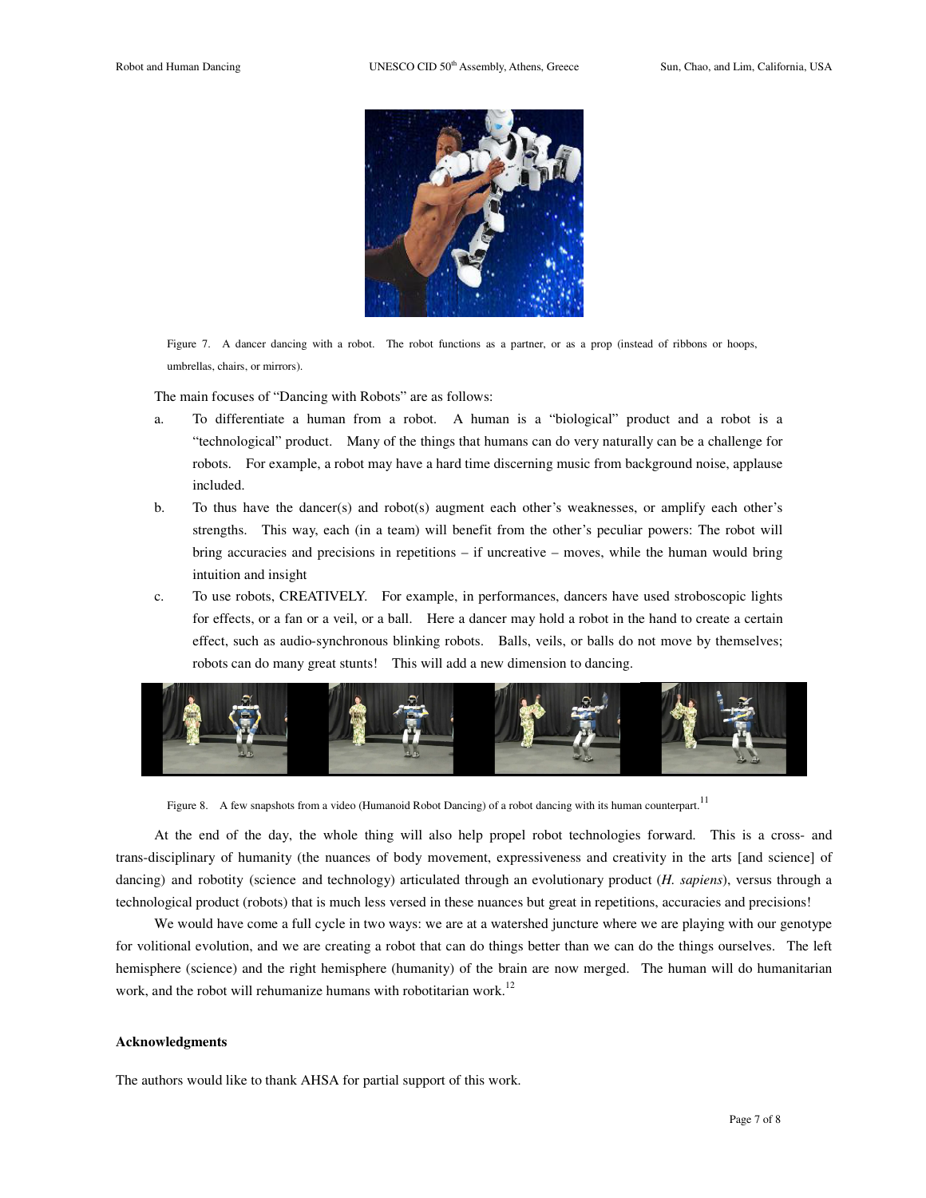Figure 7. A dancer dancing with a robot. The robot functions as a partner, or as a prop (instead of ribbons or hoops, umbrellas, chairs, or mirrors).

The main focuses of "Dancing with Robots" are as follows:

a. To differentiate a human from a robot. A human is a "biological" product and a robot is a "technological" product. Many of the things that humans can do very naturally can be a challenge for robots. For example, a robot may have a hard time discerning music from background noise, applause included.

b. To thus have the dancer(s) and robot(s) augment each other's weaknesses, or amplify each other's strengths. This way, each (in a team) will benefit from the other's peculiar powers: The robot will bring accuracies and precisions in repetitions – if uncreative – moves, while the human would bring intuition and insight

c. To use robots, CREATIVELY. For example, in performances, dancers have used stroboscopic lights for effects, or a fan or a veil, or a ball. Here a dancer may hold a robot in the hand to create a certain effect, such as audio-synchronous blinking robots. Balls, veils, or balls do not move by themselves; robots can do many great stunts! This will add a new dimension to dancing.

Figure 8. A few snapshots from a video (Humanoid Robot Dancing) of a robot dancing with its human counterpart.[11]

At the end of the day, the whole thing will also help propel robot technologies forward. This is a cross- and trans-disciplinary of humanity (the nuances of body movement, expressiveness and creativity in the arts [and science] of dancing) and robotity (science and technology) articulated through an evolutionary product (*H. sapiens*), versus through a technological product (robots) that is much less versed in these nuances but great in repetitions, accuracies and precisions!

We would have come a full cycle in two ways: we are at a watershed juncture where we are playing with our genotype for volitional evolution, and we are creating a robot that can do things better than we can do the things ourselves. The left hemisphere (science) and the right hemisphere (humanity) of the brain are now merged. The human will do humanitarian work, and the robot will rehumanize humans with robotitarian work.[12]

**Acknowledgments**

The authors would like to thank AHSA for partial support of this work.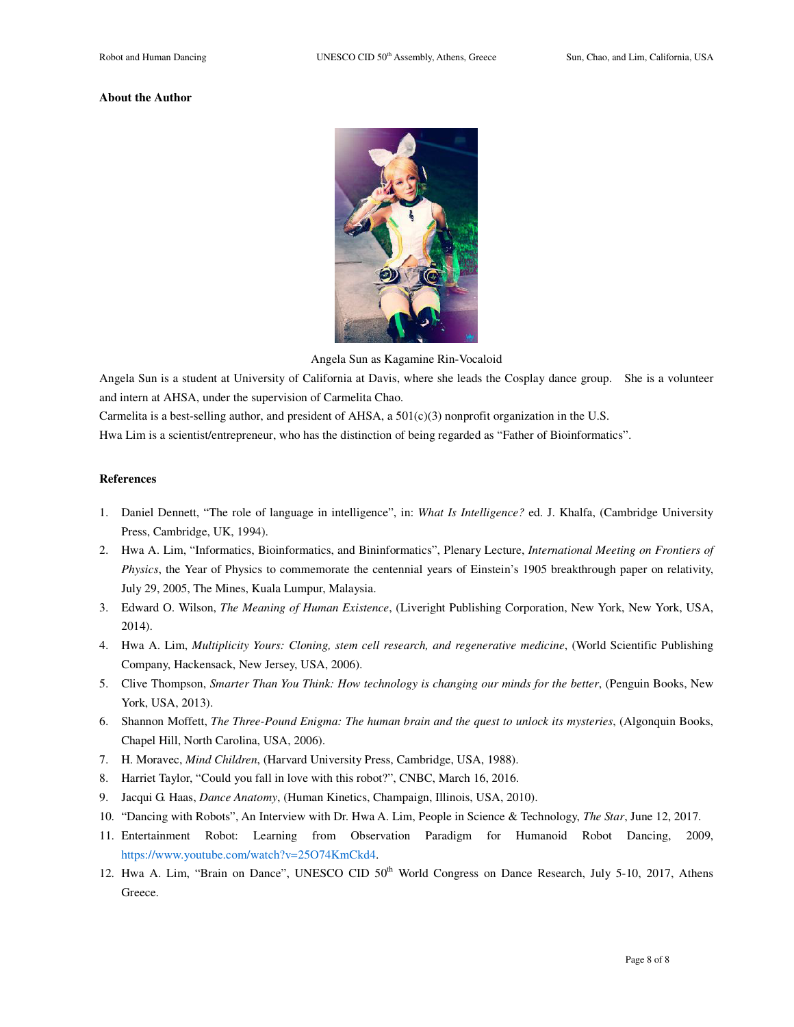### About the Author

Angela Sun as Kagamine Rin-Vocaloid

Angela Sun is a student at University of California at Davis, where she leads the Cosplay dance group. She is a volunteer and intern at AHSA, under the supervision of Carmelita Chao.

Carmelita is a best-selling author, and president of AHSA, a 501(c)(3) nonprofit organization in the U.S.

Hwa Lim is a scientist/entrepreneur, who has the distinction of being regarded as "Father of Bioinformatics".

### References

1. Daniel Dennett, "The role of language in intelligence", in: *What Is Intelligence?* ed. J. Khalfa, (Cambridge University Press, Cambridge, UK, 1994).
2. Hwa A. Lim, "Informatics, Bioinformatics, and Bininformatics", Plenary Lecture, *International Meeting on Frontiers of Physics*, the Year of Physics to commemorate the centennial years of Einstein's 1905 breakthrough paper on relativity, July 29, 2005, The Mines, Kuala Lumpur, Malaysia.
3. Edward O. Wilson, *The Meaning of Human Existence*, (Liveright Publishing Corporation, New York, New York, USA, 2014).
4. Hwa A. Lim, *Multiplicity Yours: Cloning, stem cell research, and regenerative medicine*, (World Scientific Publishing Company, Hackensack, New Jersey, USA, 2006).
5. Clive Thompson, *Smarter Than You Think: How technology is changing our minds for the better*, (Penguin Books, New York, USA, 2013).
6. Shannon Moffett, *The Three-Pound Enigma: The human brain and the quest to unlock its mysteries*, (Algonquin Books, Chapel Hill, North Carolina, USA, 2006).
7. H. Moravec, *Mind Children*, (Harvard University Press, Cambridge, USA, 1988).
8. Harriet Taylor, "Could you fall in love with this robot?", CNBC, March 16, 2016.
9. Jacqui G. Haas, *Dance Anatomy*, (Human Kinetics, Champaign, Illinois, USA, 2010).
10. "Dancing with Robots", An Interview with Dr. Hwa A. Lim, People in Science & Technology, *The Star*, June 12, 2017.
11. Entertainment Robot: Learning from Observation Paradigm for Humanoid Robot Dancing, 2009, https://www.youtube.com/watch?v=25O74KmCkd4.
12. Hwa A. Lim, "Brain on Dance", UNESCO CID 50th World Congress on Dance Research, July 5-10, 2017, Athens Greece.